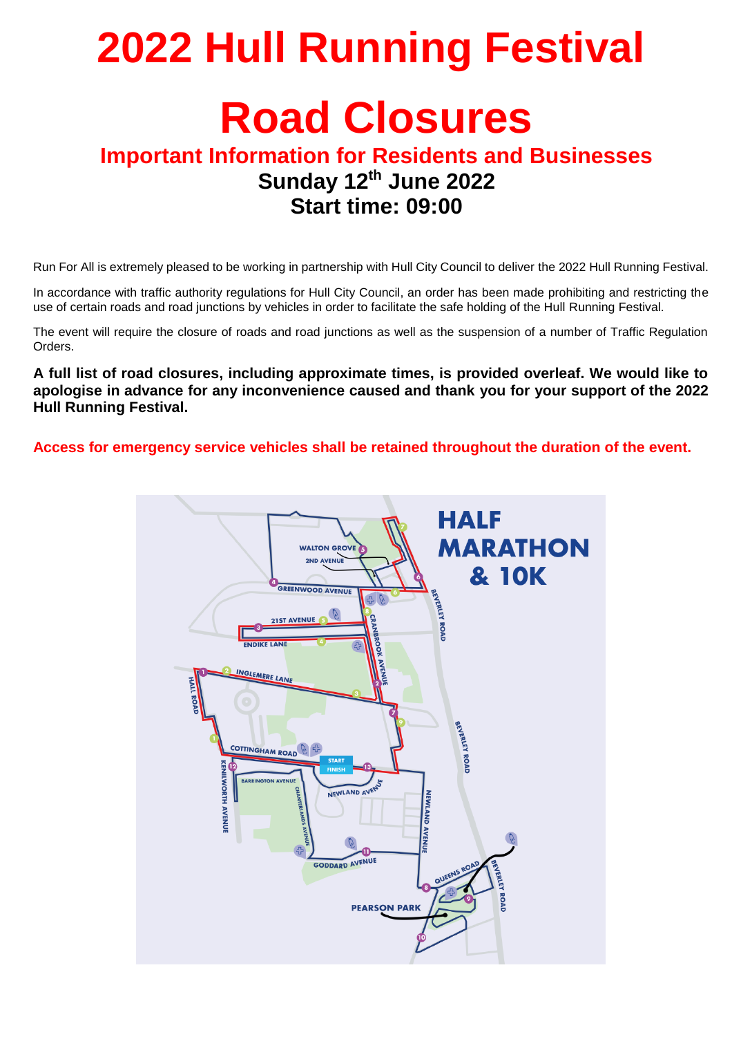# 2022 Hull Running Festival

# Road Closures

## Important Information for Residents and Businesses

### Sunday 12th June 2022

### Start time: 09:00

Run For All is extremely pleased to be working in partnership with Hull City Council to deliver the 2022 Hull Running Festival.

In accordance with traffic authority regulations for Hull City Council, an order has been made prohibiting and restricting the use of certain roads and road junctions by vehicles in order to facilitate the safe holding of the Hull Running Festival.

The event will require the closure of roads and road junctions as well as the suspension of a number of Traffic Regulation Orders.

**A full list of road closures, including approximate times, is provided overleaf. We would like to apologise in advance for any inconvenience caused and thank you for your support of the 2022 Hull Running Festival.**

**Access for emergency service vehicles shall be retained throughout the duration of the event.**

HALF MARATHON & 10K

WALTON GROVE
2ND AVENUE
GREENWOOD AVENUE
BEVERLEY ROAD
21ST AVENUE
ENDIKE LANE
CRANBROOK AVENUE
INGLEMERE LANE
HALL ROAD
COTTINGHAM ROAD
START
FINISH
KENILWORTH AVENUE
BARRINGTON AVENUE
CHANTERLANDS AVENUE
NEWLAND AVENUE
GODDARD AVENUE
QUEENS ROAD
PEARSON PARK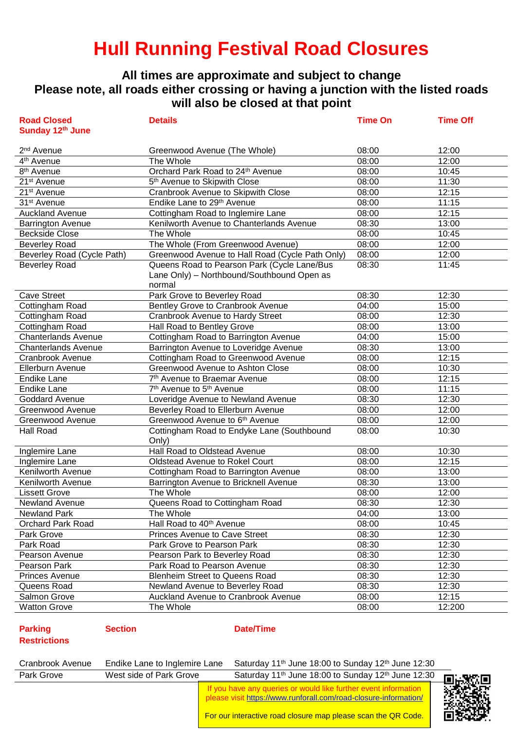# Hull Running Festival Road Closures

**All times are approximate and subject to change**
**Please note, all roads either crossing or having a junction with the listed roads will also be closed at that point**

| Road Closed Sunday 12th June | Details | Time On | Time Off |
|---|---|---|---|
| 2nd Avenue | Greenwood Avenue (The Whole) | 08:00 | 12:00 |
| 4th Avenue | The Whole | 08:00 | 12:00 |
| 8th Avenue | Orchard Park Road to 24th Avenue | 08:00 | 10:45 |
| 21st Avenue | 5th Avenue to Skipwith Close | 08:00 | 11:30 |
| 21st Avenue | Cranbrook Avenue to Skipwith Close | 08:00 | 12:15 |
| 31st Avenue | Endike Lane to 29th Avenue | 08:00 | 11:15 |
| Auckland Avenue | Cottingham Road to Inglemire Lane | 08:00 | 12:15 |
| Barrington Avenue | Kenilworth Avenue to Chanterlands Avenue | 08:30 | 13:00 |
| Beckside Close | The Whole | 08:00 | 10:45 |
| Beverley Road | The Whole (From Greenwood Avenue) | 08:00 | 12:00 |
| Beverley Road (Cycle Path) | Greenwood Avenue to Hall Road (Cycle Path Only) | 08:00 | 12:00 |
| Beverley Road | Queens Road to Pearson Park (Cycle Lane/Bus Lane Only) – Northbound/Southbound Open as normal | 08:30 | 11:45 |
| Cave Street | Park Grove to Beverley Road | 08:30 | 12:30 |
| Cottingham Road | Bentley Grove to Cranbrook Avenue | 04:00 | 15:00 |
| Cottingham Road | Cranbrook Avenue to Hardy Street | 08:00 | 12:30 |
| Cottingham Road | Hall Road to Bentley Grove | 08:00 | 13:00 |
| Chanterlands Avenue | Cottingham Road to Barrington Avenue | 04:00 | 15:00 |
| Chanterlands Avenue | Barrington Avenue to Loveridge Avenue | 08:30 | 13:00 |
| Cranbrook Avenue | Cottingham Road to Greenwood Avenue | 08:00 | 12:15 |
| Ellerburn Avenue | Greenwood Avenue to Ashton Close | 08:00 | 10:30 |
| Endike Lane | 7th Avenue to Braemar Avenue | 08:00 | 12:15 |
| Endike Lane | 7th Avenue to 5th Avenue | 08:00 | 11:15 |
| Goddard Avenue | Loveridge Avenue to Newland Avenue | 08:30 | 12:30 |
| Greenwood Avenue | Beverley Road to Ellerburn Avenue | 08:00 | 12:00 |
| Greenwood Avenue | Greenwood Avenue to 6th Avenue | 08:00 | 12:00 |
| Hall Road | Cottingham Road to Endyke Lane (Southbound Only) | 08:00 | 10:30 |
| Inglemire Lane | Hall Road to Oldstead Avenue | 08:00 | 10:30 |
| Inglemire Lane | Oldstead Avenue to Rokel Court | 08:00 | 12:15 |
| Kenilworth Avenue | Cottingham Road to Barrington Avenue | 08:00 | 13:00 |
| Kenilworth Avenue | Barrington Avenue to Bricknell Avenue | 08:30 | 13:00 |
| Lissett Grove | The Whole | 08:00 | 12:00 |
| Newland Avenue | Queens Road to Cottingham Road | 08:30 | 12:30 |
| Newland Park | The Whole | 04:00 | 13:00 |
| Orchard Park Road | Hall Road to 40th Avenue | 08:00 | 10:45 |
| Park Grove | Princes Avenue to Cave Street | 08:30 | 12:30 |
| Park Road | Park Grove to Pearson Park | 08:30 | 12:30 |
| Pearson Avenue | Pearson Park to Beverley Road | 08:30 | 12:30 |
| Pearson Park | Park Road to Pearson Avenue | 08:30 | 12:30 |
| Princes Avenue | Blenheim Street to Queens Road | 08:30 | 12:30 |
| Queens Road | Newland Avenue to Beverley Road | 08:30 | 12:30 |
| Salmon Grove | Auckland Avenue to Cranbrook Avenue | 08:00 | 12:15 |
| Watton Grove | The Whole | 08:00 | 12:200 |

| Parking Restrictions | Section | Date/Time |
|---|---|---|
| Cranbrook Avenue | Endike Lane to Inglemire Lane | Saturday 11th June 18:00 to Sunday 12th June 12:30 |
| Park Grove | West side of Park Grove | Saturday 11th June 18:00 to Sunday 12th June 12:30 |

If you have any queries or would like further event information please visit https://www.runforall.com/road-closure-information/

For our interactive road closure map please scan the QR Code.